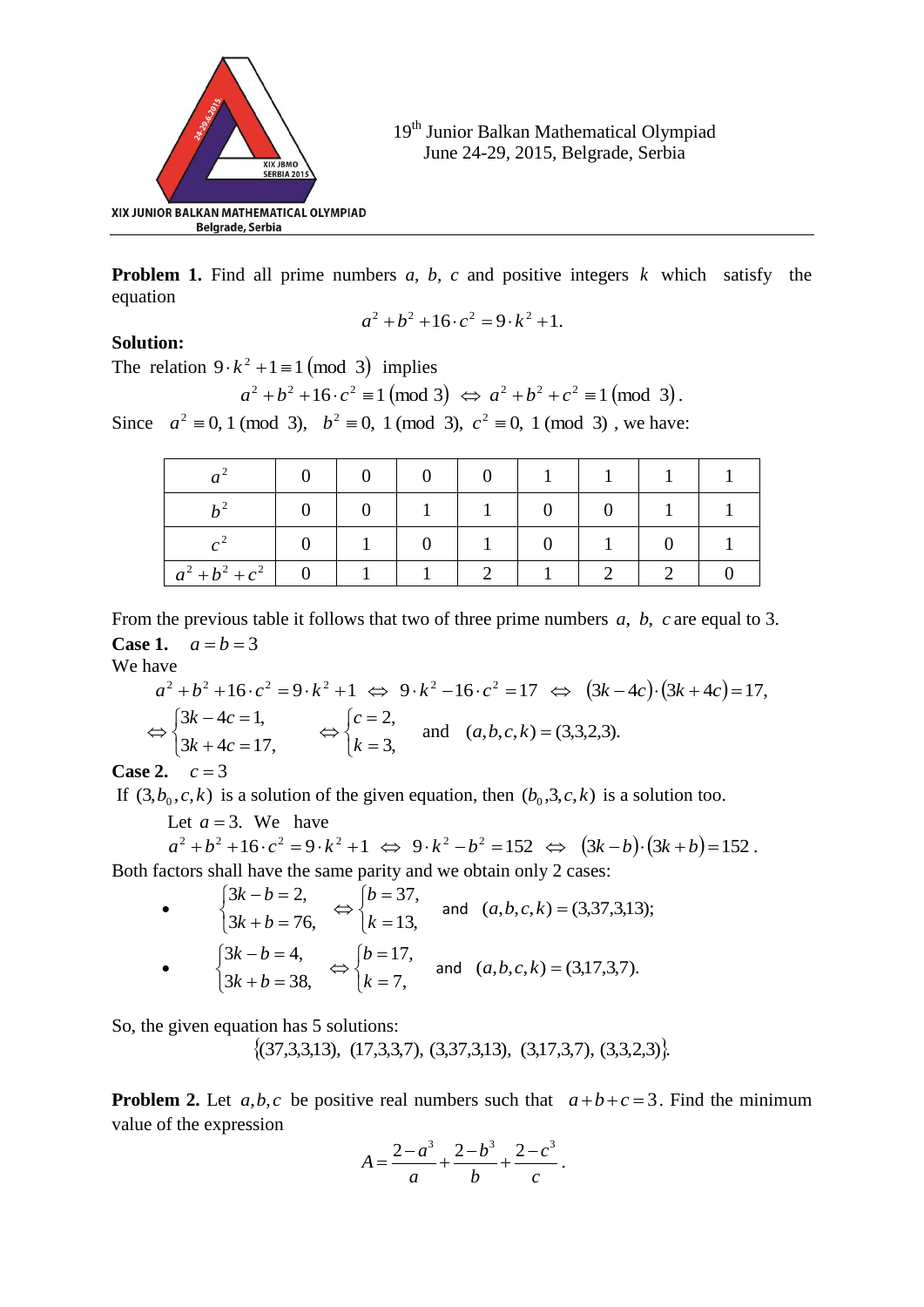XIX JUNIOR BALKAN MATHEMATICAL OLYMPIAD
Belgrade, Serbia

19[th] Junior Balkan Mathematical Olympiad
June 24-29, 2015, Belgrade, Serbia

**Problem 1.** Find all prime numbers $a$, $b$, $c$ and positive integers $k$ which satisfy the equation

$$a^2 + b^2 + 16\cdot c^2 = 9\cdot k^2 + 1.$$

**Solution:**

The relation $9\cdot k^2 + 1 \equiv 1 \pmod 3$ implies

$$a^2 + b^2 + 16\cdot c^2 \equiv 1 \pmod 3 \;\Leftrightarrow\; a^2 + b^2 + c^2 \equiv 1 \pmod 3.$$

Since $a^2 \equiv 0, 1 \pmod 3$, $b^2 \equiv 0, 1 \pmod 3$, $c^2 \equiv 0, 1 \pmod 3$, we have:

| $a^2$ | 0 | 0 | 0 | 0 | 1 | 1 | 1 | 1 |
|---|---|---|---|---|---|---|---|---|
| $b^2$ | 0 | 0 | 1 | 1 | 0 | 0 | 1 | 1 |
| $c^2$ | 0 | 1 | 0 | 1 | 0 | 1 | 0 | 1 |
| $a^2+b^2+c^2$ | 0 | 1 | 1 | 2 | 1 | 2 | 2 | 0 |

From the previous table it follows that two of three prime numbers $a$, $b$, $c$ are equal to 3.

**Case 1.** $a = b = 3$

We have

$$a^2 + b^2 + 16\cdot c^2 = 9\cdot k^2 + 1 \;\Leftrightarrow\; 9\cdot k^2 - 16\cdot c^2 = 17 \;\Leftrightarrow\; (3k - 4c)\cdot(3k + 4c) = 17,$$

$$\Leftrightarrow \begin{cases} 3k - 4c = 1, \\ 3k + 4c = 17, \end{cases} \quad \Leftrightarrow \begin{cases} c = 2, \\ k = 3, \end{cases} \quad \text{and} \quad (a,b,c,k) = (3,3,2,3).$$

**Case 2.** $c = 3$

If $(3, b_0, c, k)$ is a solution of the given equation, then $(b_0, 3, c, k)$ is a solution too.

Let $a = 3$. We have

$$a^2 + b^2 + 16\cdot c^2 = 9\cdot k^2 + 1 \;\Leftrightarrow\; 9\cdot k^2 - b^2 = 152 \;\Leftrightarrow\; (3k - b)\cdot(3k + b) = 152.$$

Both factors shall have the same parity and we obtain only 2 cases:

- $$\begin{cases} 3k - b = 2, \\ 3k + b = 76, \end{cases} \Leftrightarrow \begin{cases} b = 37, \\ k = 13, \end{cases} \quad \text{and} \quad (a,b,c,k) = (3,37,3,13);$$
- $$\begin{cases} 3k - b = 4, \\ 3k + b = 38, \end{cases} \Leftrightarrow \begin{cases} b = 17, \\ k = 7, \end{cases} \quad \text{and} \quad (a,b,c,k) = (3,17,3,7).$$

So, the given equation has 5 solutions:

$$\{(37,3,3,13),\ (17,3,3,7),\ (3,37,3,13),\ (3,17,3,7),\ (3,3,2,3)\}.$$

**Problem 2.** Let $a, b, c$ be positive real numbers such that $a + b + c = 3$. Find the minimum value of the expression

$$A = \frac{2 - a^3}{a} + \frac{2 - b^3}{b} + \frac{2 - c^3}{c}.$$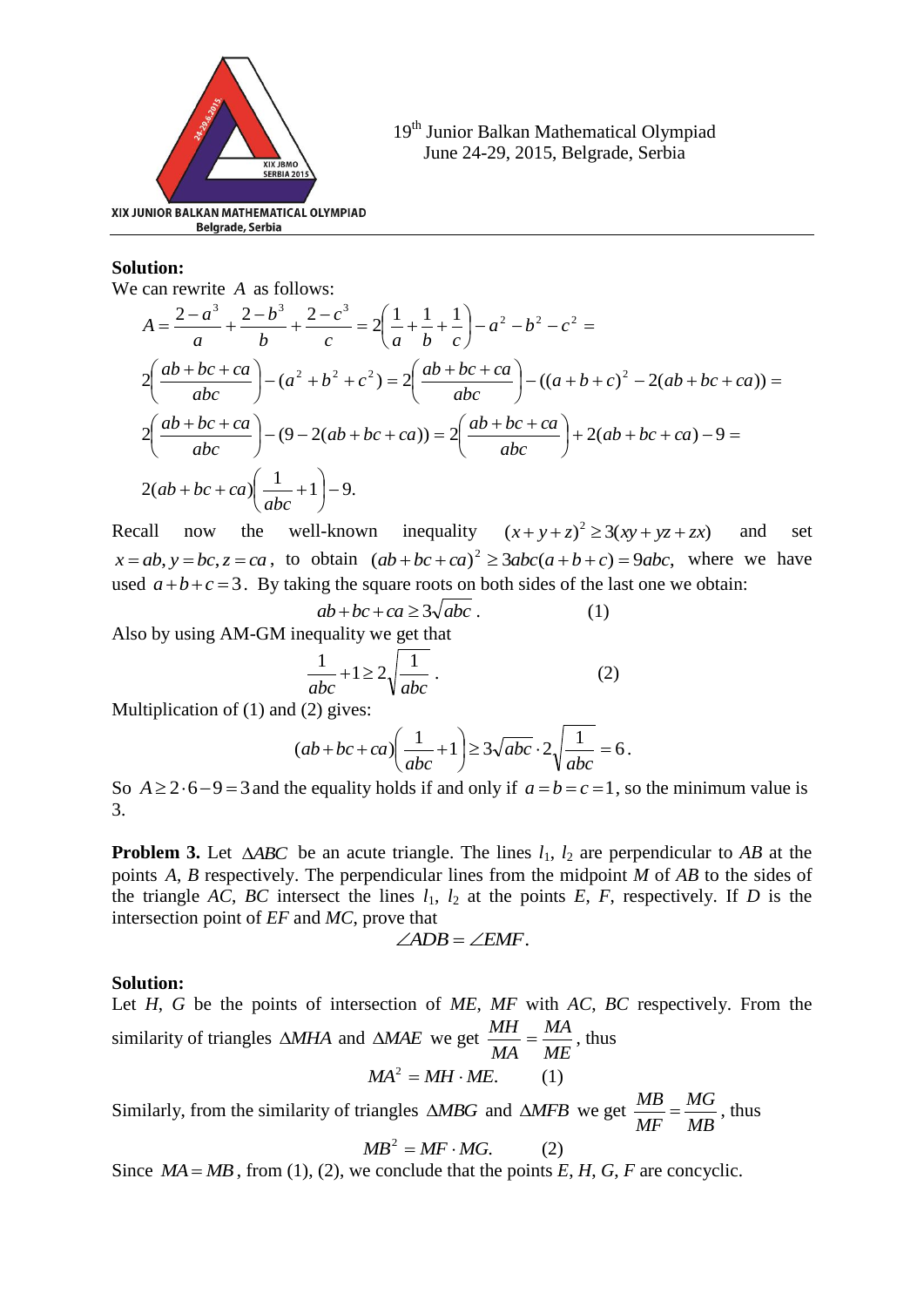**Solution:**

We can rewrite $A$ as follows:

$$A = \frac{2-a^3}{a} + \frac{2-b^3}{b} + \frac{2-c^3}{c} = 2\left(\frac{1}{a}+\frac{1}{b}+\frac{1}{c}\right) - a^2 - b^2 - c^2 =$$

$$2\left(\frac{ab+bc+ca}{abc}\right) - (a^2+b^2+c^2) = 2\left(\frac{ab+bc+ca}{abc}\right) - ((a+b+c)^2 - 2(ab+bc+ca)) =$$

$$2\left(\frac{ab+bc+ca}{abc}\right) - (9 - 2(ab+bc+ca)) = 2\left(\frac{ab+bc+ca}{abc}\right) + 2(ab+bc+ca) - 9 =$$

$$2(ab+bc+ca)\left(\frac{1}{abc}+1\right) - 9.$$

Recall now the well-known inequality $(x+y+z)^2 \geq 3(xy+yz+zx)$ and set $x=ab, y=bc, z=ca$, to obtain $(ab+bc+ca)^2 \geq 3abc(a+b+c) = 9abc$, where we have used $a+b+c=3$. By taking the square roots on both sides of the last one we obtain:

$$ab+bc+ca \geq 3\sqrt{abc}\,. \qquad (1)$$

Also by using AM-GM inequality we get that

$$\frac{1}{abc}+1 \geq 2\sqrt{\frac{1}{abc}}\,. \qquad (2)$$

Multiplication of (1) and (2) gives:

$$(ab+bc+ca)\left(\frac{1}{abc}+1\right) \geq 3\sqrt{abc}\cdot 2\sqrt{\frac{1}{abc}} = 6\,.$$

So $A \geq 2\cdot 6 - 9 = 3$ and the equality holds if and only if $a=b=c=1$, so the minimum value is 3.

**Problem 3.** Let $\Delta ABC$ be an acute triangle. The lines $l_1$, $l_2$ are perpendicular to $AB$ at the points $A$, $B$ respectively. The perpendicular lines from the midpoint $M$ of $AB$ to the sides of the triangle $AC$, $BC$ intersect the lines $l_1$, $l_2$ at the points $E$, $F$, respectively. If $D$ is the intersection point of $EF$ and $MC$, prove that

$$\angle ADB = \angle EMF.$$

**Solution:**

Let $H$, $G$ be the points of intersection of $ME$, $MF$ with $AC$, $BC$ respectively. From the similarity of triangles $\Delta MHA$ and $\Delta MAE$ we get $\dfrac{MH}{MA} = \dfrac{MA}{ME}$, thus

$$MA^2 = MH \cdot ME. \qquad (1)$$

Similarly, from the similarity of triangles $\Delta MBG$ and $\Delta MFB$ we get $\dfrac{MB}{MF} = \dfrac{MG}{MB}$, thus

$$MB^2 = MF \cdot MG. \qquad (2)$$

Since $MA = MB$, from (1), (2), we conclude that the points $E$, $H$, $G$, $F$ are concyclic.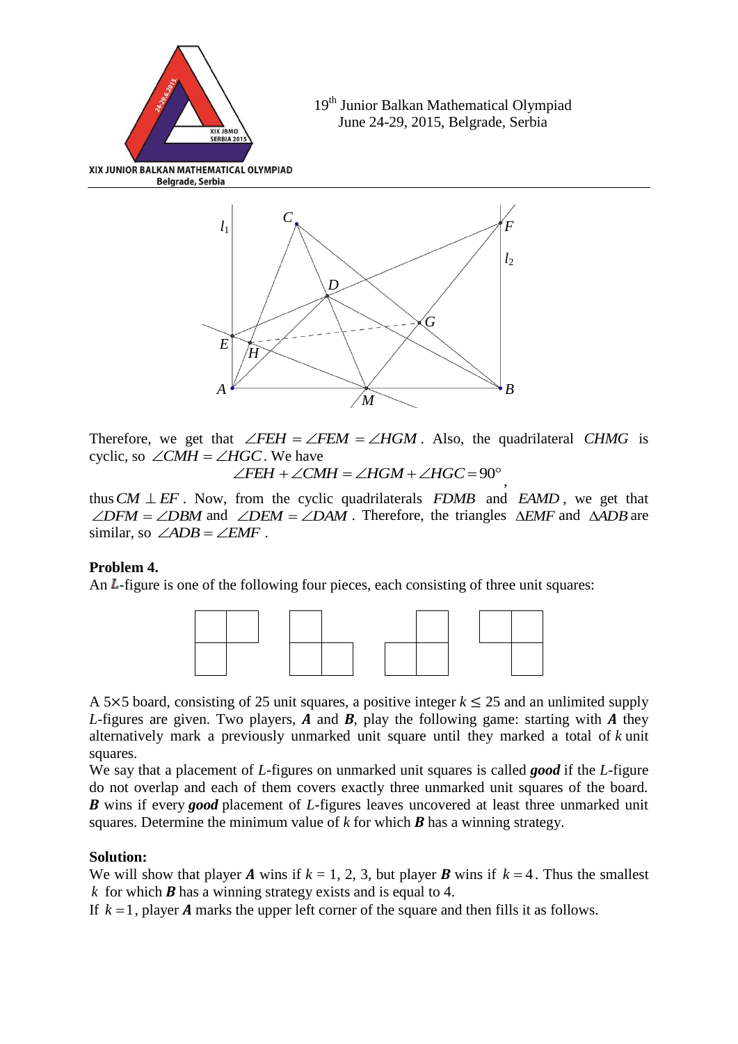Therefore, we get that $\angle FEH = \angle FEM = \angle HGM$. Also, the quadrilateral $CHMG$ is cyclic, so $\angle CMH = \angle HGC$. We have

$$\angle FEH + \angle CMH = \angle HGM + \angle HGC = 90^\circ,$$

thus $CM \perp EF$. Now, from the cyclic quadrilaterals $FDMB$ and $EAMD$, we get that $\angle DFM = \angle DBM$ and $\angle DEM = \angle DAM$. Therefore, the triangles $\Delta EMF$ and $\Delta ADB$ are similar, so $\angle ADB = \angle EMF$.

**Problem 4.**

An $L$-figure is one of the following four pieces, each consisting of three unit squares:

A $5 \times 5$ board, consisting of 25 unit squares, a positive integer $k \leq 25$ and an unlimited supply $L$-figures are given. Two players, ***A*** and ***B***, play the following game: starting with ***A*** they alternatively mark a previously unmarked unit square until they marked a total of $k$ unit squares.

We say that a placement of $L$-figures on unmarked unit squares is called ***good*** if the $L$-figure do not overlap and each of them covers exactly three unmarked unit squares of the board. ***B*** wins if every ***good*** placement of $L$-figures leaves uncovered at least three unmarked unit squares. Determine the minimum value of $k$ for which ***B*** has a winning strategy.

**Solution:**

We will show that player ***A*** wins if $k$ = 1, 2, 3, but player ***B*** wins if $k = 4$. Thus the smallest $k$ for which ***B*** has a winning strategy exists and is equal to 4.

If $k = 1$, player ***A*** marks the upper left corner of the square and then fills it as follows.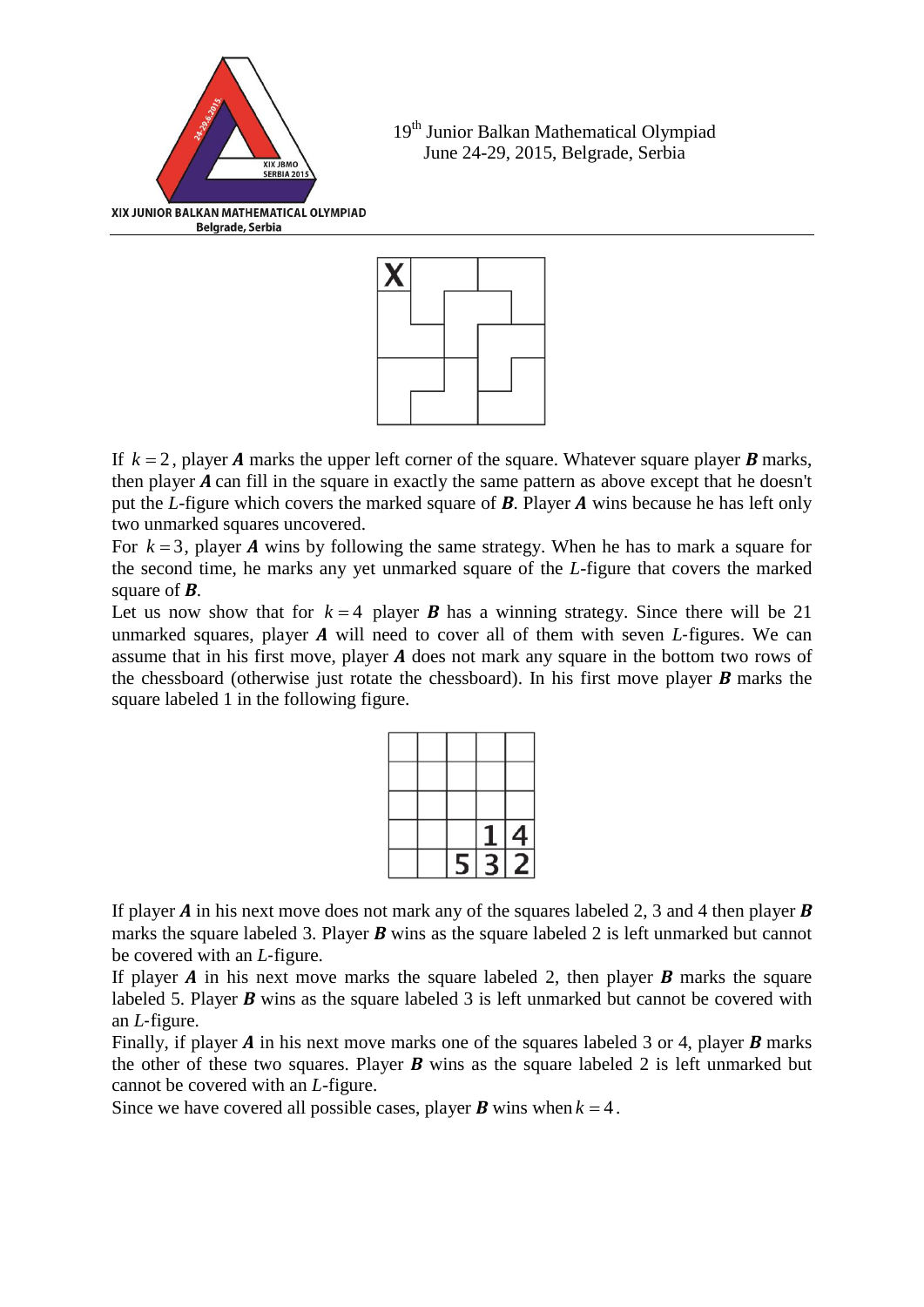X

If $k = 2$, player ***A*** marks the upper left corner of the square. Whatever square player ***B*** marks, then player ***A*** can fill in the square in exactly the same pattern as above except that he doesn't put the *L*-figure which covers the marked square of ***B***. Player ***A*** wins because he has left only two unmarked squares uncovered.

For $k = 3$, player ***A*** wins by following the same strategy. When he has to mark a square for the second time, he marks any yet unmarked square of the *L*-figure that covers the marked square of ***B***.

Let us now show that for $k = 4$ player ***B*** has a winning strategy. Since there will be 21 unmarked squares, player ***A*** will need to cover all of them with seven *L*-figures. We can assume that in his first move, player ***A*** does not mark any square in the bottom two rows of the chessboard (otherwise just rotate the chessboard). In his first move player ***B*** marks the square labeled 1 in the following figure.

| | | | | |
|---|---|---|---|---|
| | | | | |
| | | | | |
| | | | | |
| | | | 1 | 4 |
| | | 5 | 3 | 2 |

If player ***A*** in his next move does not mark any of the squares labeled 2, 3 and 4 then player ***B*** marks the square labeled 3. Player ***B*** wins as the square labeled 2 is left unmarked but cannot be covered with an *L*-figure.

If player ***A*** in his next move marks the square labeled 2, then player ***B*** marks the square labeled 5. Player ***B*** wins as the square labeled 3 is left unmarked but cannot be covered with an *L*-figure.

Finally, if player ***A*** in his next move marks one of the squares labeled 3 or 4, player ***B*** marks the other of these two squares. Player ***B*** wins as the square labeled 2 is left unmarked but cannot be covered with an *L*-figure.

Since we have covered all possible cases, player ***B*** wins when $k = 4$.